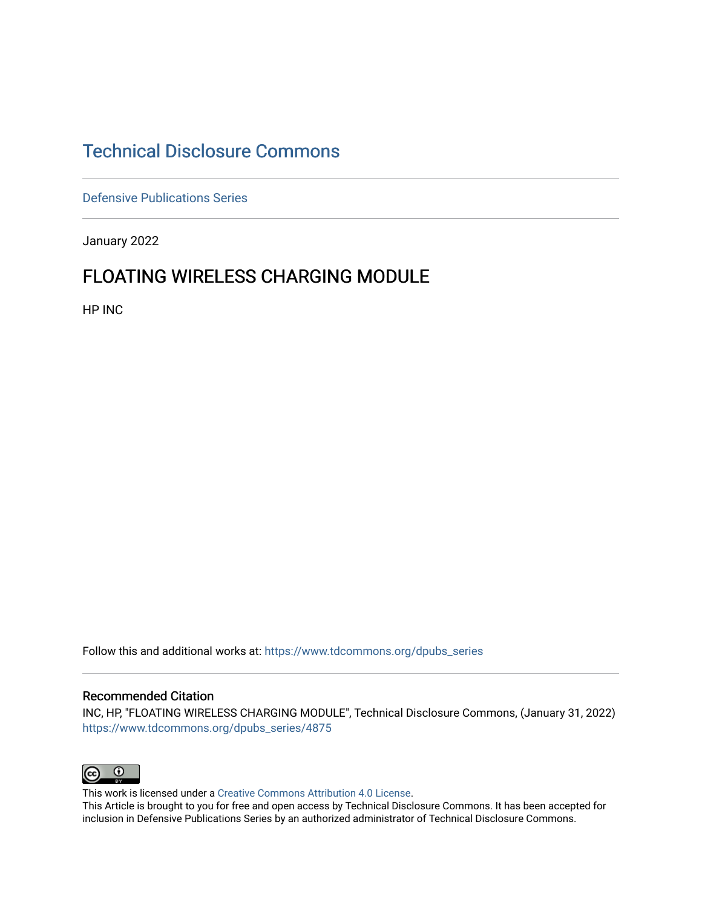# Technical Disclosure Commons

Defensive Publications Series

January 2022

## FLOATING WIRELESS CHARGING MODULE

HP INC

Follow this and additional works at: https://www.tdcommons.org/dpubs_series

### Recommended Citation

INC, HP, "FLOATING WIRELESS CHARGING MODULE", Technical Disclosure Commons, (January 31, 2022) https://www.tdcommons.org/dpubs_series/4875

This work is licensed under a Creative Commons Attribution 4.0 License.
This Article is brought to you for free and open access by Technical Disclosure Commons. It has been accepted for inclusion in Defensive Publications Series by an authorized administrator of Technical Disclosure Commons.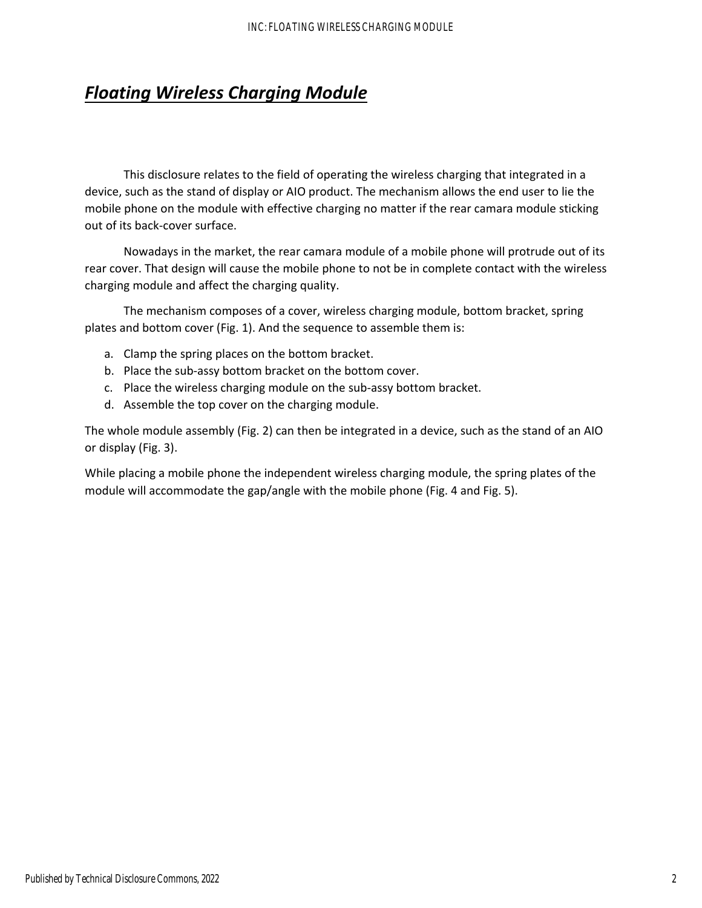# ***Floating Wireless Charging Module***

This disclosure relates to the field of operating the wireless charging that integrated in a device, such as the stand of display or AIO product. The mechanism allows the end user to lie the mobile phone on the module with effective charging no matter if the rear camara module sticking out of its back-cover surface.

Nowadays in the market, the rear camara module of a mobile phone will protrude out of its rear cover. That design will cause the mobile phone to not be in complete contact with the wireless charging module and affect the charging quality.

The mechanism composes of a cover, wireless charging module, bottom bracket, spring plates and bottom cover (Fig. 1). And the sequence to assemble them is:

a. Clamp the spring places on the bottom bracket.
b. Place the sub-assy bottom bracket on the bottom cover.
c. Place the wireless charging module on the sub-assy bottom bracket.
d. Assemble the top cover on the charging module.

The whole module assembly (Fig. 2) can then be integrated in a device, such as the stand of an AIO or display (Fig. 3).

While placing a mobile phone the independent wireless charging module, the spring plates of the module will accommodate the gap/angle with the mobile phone (Fig. 4 and Fig. 5).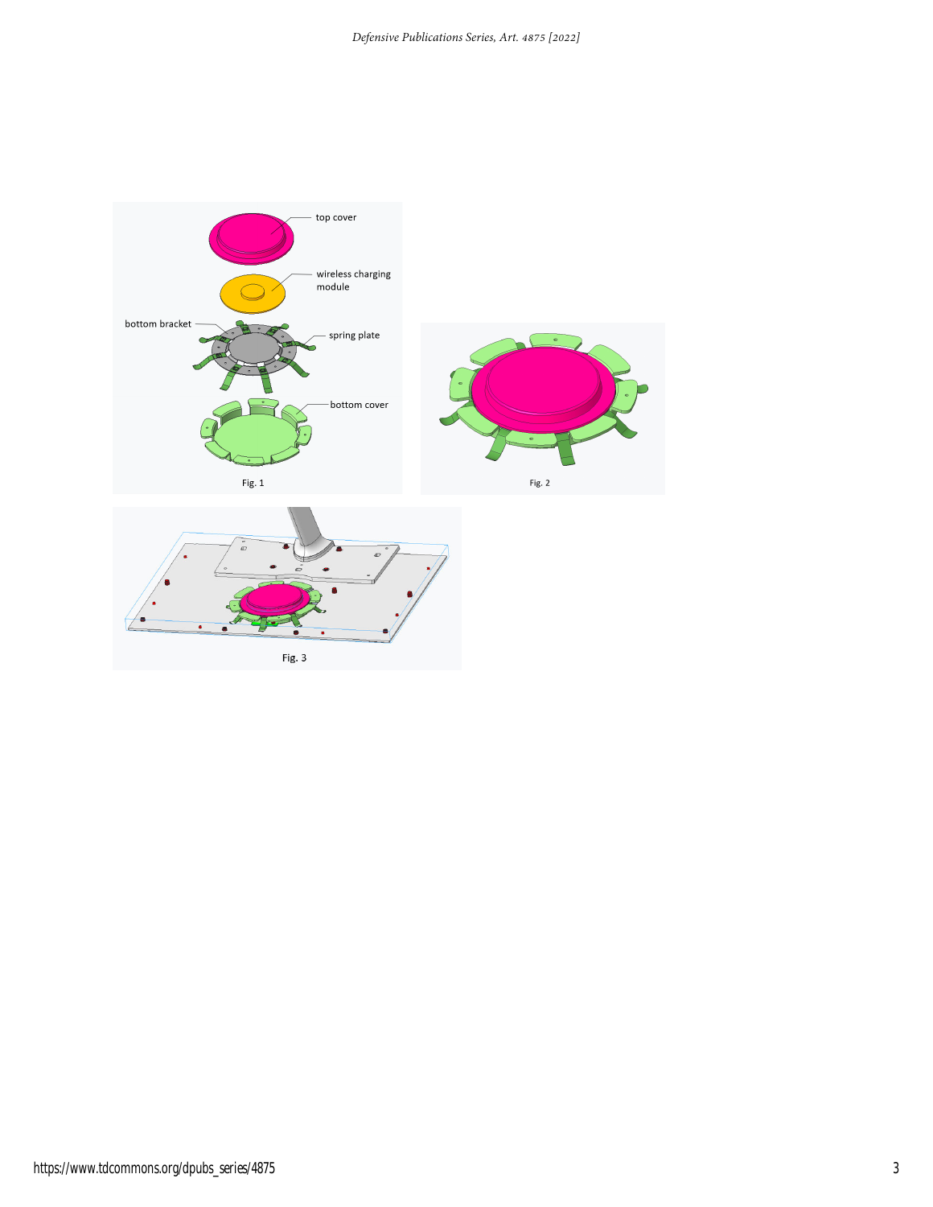top cover

wireless charging module

bottom bracket

spring plate

bottom cover

Fig. 1

Fig. 2

Fig. 3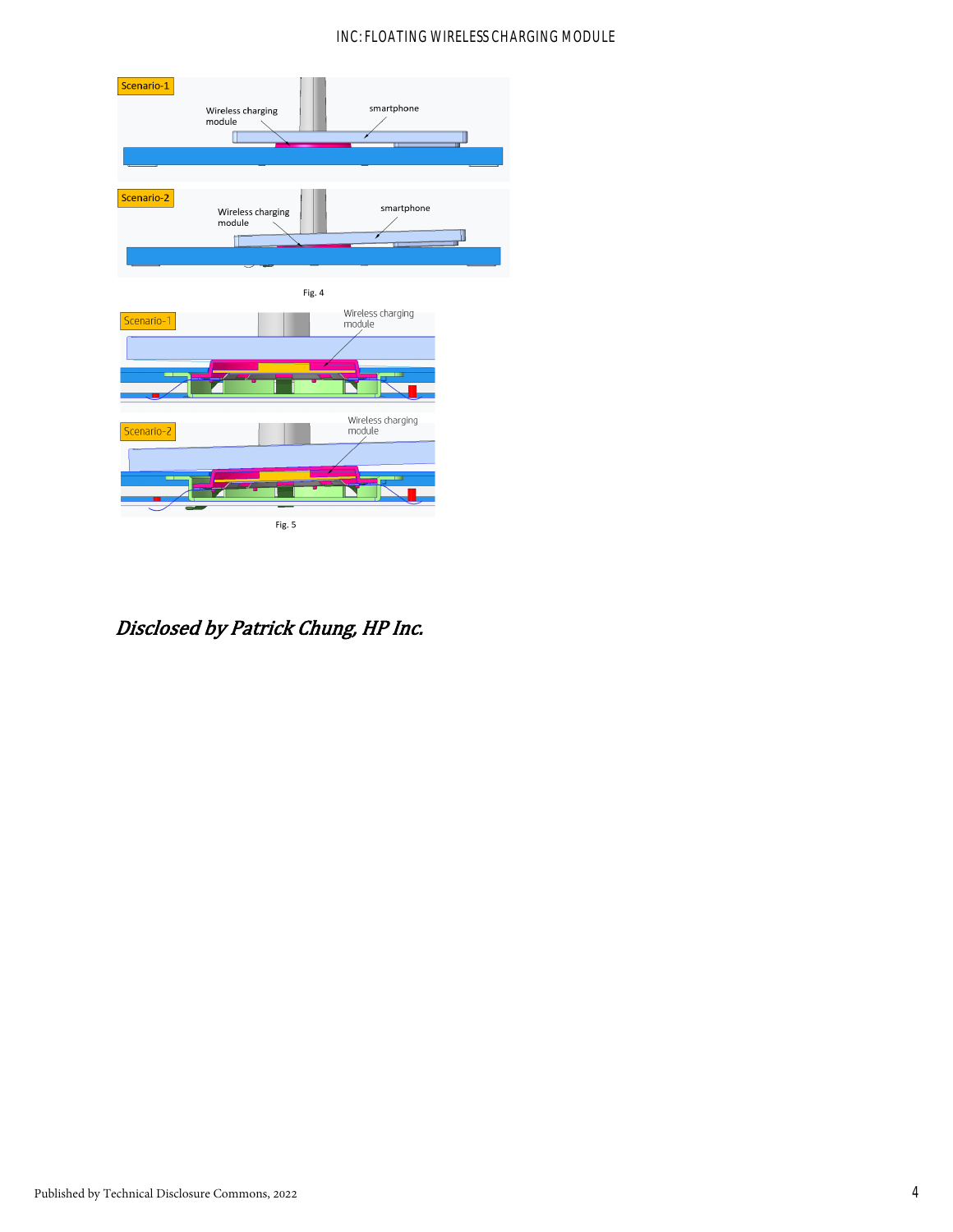Scenario-1

Wireless charging module

smartphone

Scenario-2

Wireless charging module

smartphone

Fig. 4

Scenario-1

Wireless charging module

Scenario-2

Wireless charging module

Fig. 5

***Disclosed by Patrick Chung, HP Inc.***